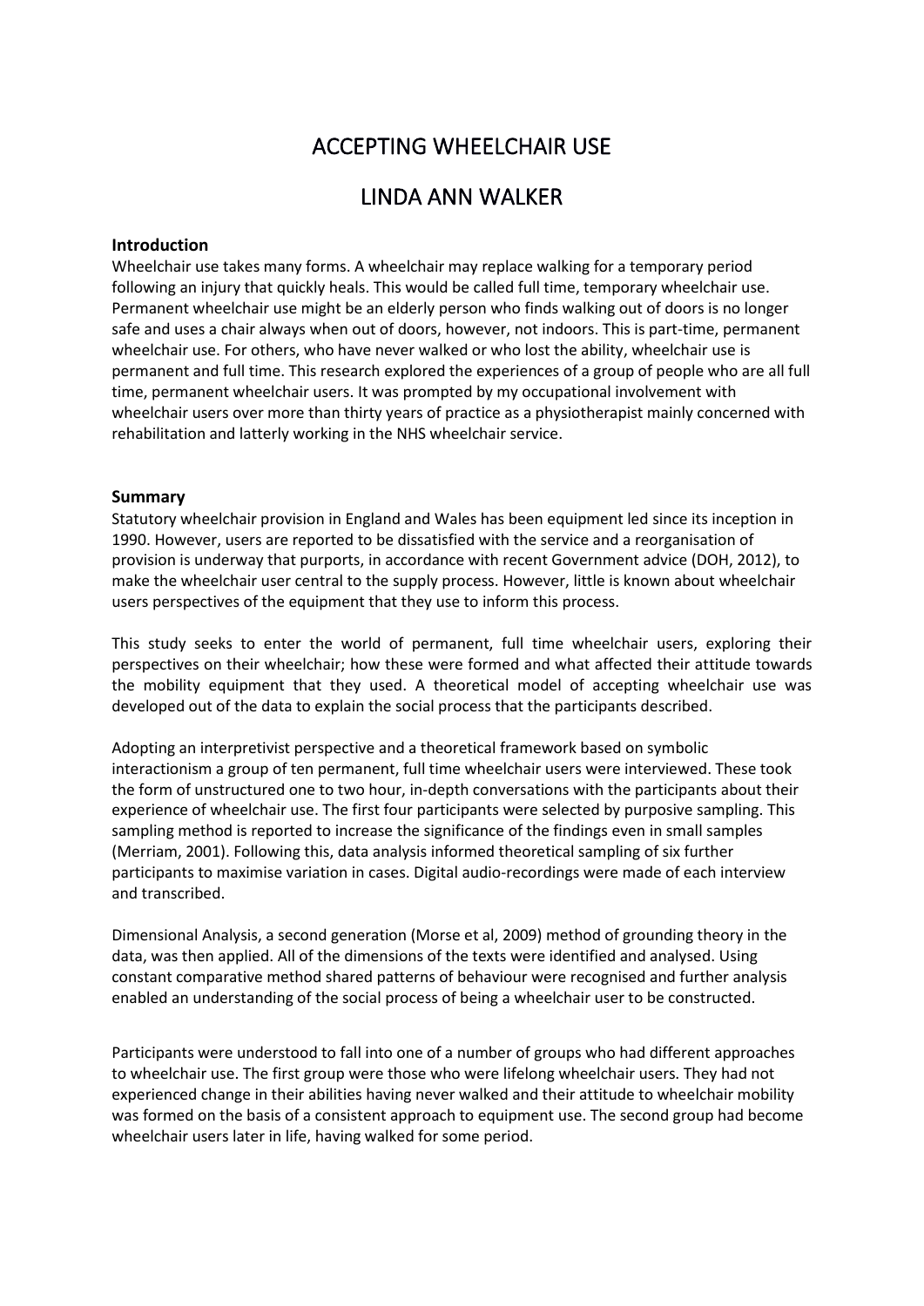# ACCEPTING WHEELCHAIR USE

# LINDA ANN WALKER

## Introduction

Wheelchair use takes many forms. A wheelchair may replace walking for a temporary period following an injury that quickly heals. This would be called full time, temporary wheelchair use. Permanent wheelchair use might be an elderly person who finds walking out of doors is no longer safe and uses a chair always when out of doors, however, not indoors. This is part-time, permanent wheelchair use. For others, who have never walked or who lost the ability, wheelchair use is permanent and full time. This research explored the experiences of a group of people who are all full time, permanent wheelchair users. It was prompted by my occupational involvement with wheelchair users over more than thirty years of practice as a physiotherapist mainly concerned with rehabilitation and latterly working in the NHS wheelchair service.

## Summary

Statutory wheelchair provision in England and Wales has been equipment led since its inception in 1990. However, users are reported to be dissatisfied with the service and a reorganisation of provision is underway that purports, in accordance with recent Government advice (DOH, 2012), to make the wheelchair user central to the supply process. However, little is known about wheelchair users perspectives of the equipment that they use to inform this process.

This study seeks to enter the world of permanent, full time wheelchair users, exploring their perspectives on their wheelchair; how these were formed and what affected their attitude towards the mobility equipment that they used. A theoretical model of accepting wheelchair use was developed out of the data to explain the social process that the participants described.

Adopting an interpretivist perspective and a theoretical framework based on symbolic interactionism a group of ten permanent, full time wheelchair users were interviewed. These took the form of unstructured one to two hour, in-depth conversations with the participants about their experience of wheelchair use. The first four participants were selected by purposive sampling. This sampling method is reported to increase the significance of the findings even in small samples (Merriam, 2001). Following this, data analysis informed theoretical sampling of six further participants to maximise variation in cases. Digital audio-recordings were made of each interview and transcribed.

Dimensional Analysis, a second generation (Morse et al, 2009) method of grounding theory in the data, was then applied. All of the dimensions of the texts were identified and analysed. Using constant comparative method shared patterns of behaviour were recognised and further analysis enabled an understanding of the social process of being a wheelchair user to be constructed.

Participants were understood to fall into one of a number of groups who had different approaches to wheelchair use. The first group were those who were lifelong wheelchair users. They had not experienced change in their abilities having never walked and their attitude to wheelchair mobility was formed on the basis of a consistent approach to equipment use. The second group had become wheelchair users later in life, having walked for some period.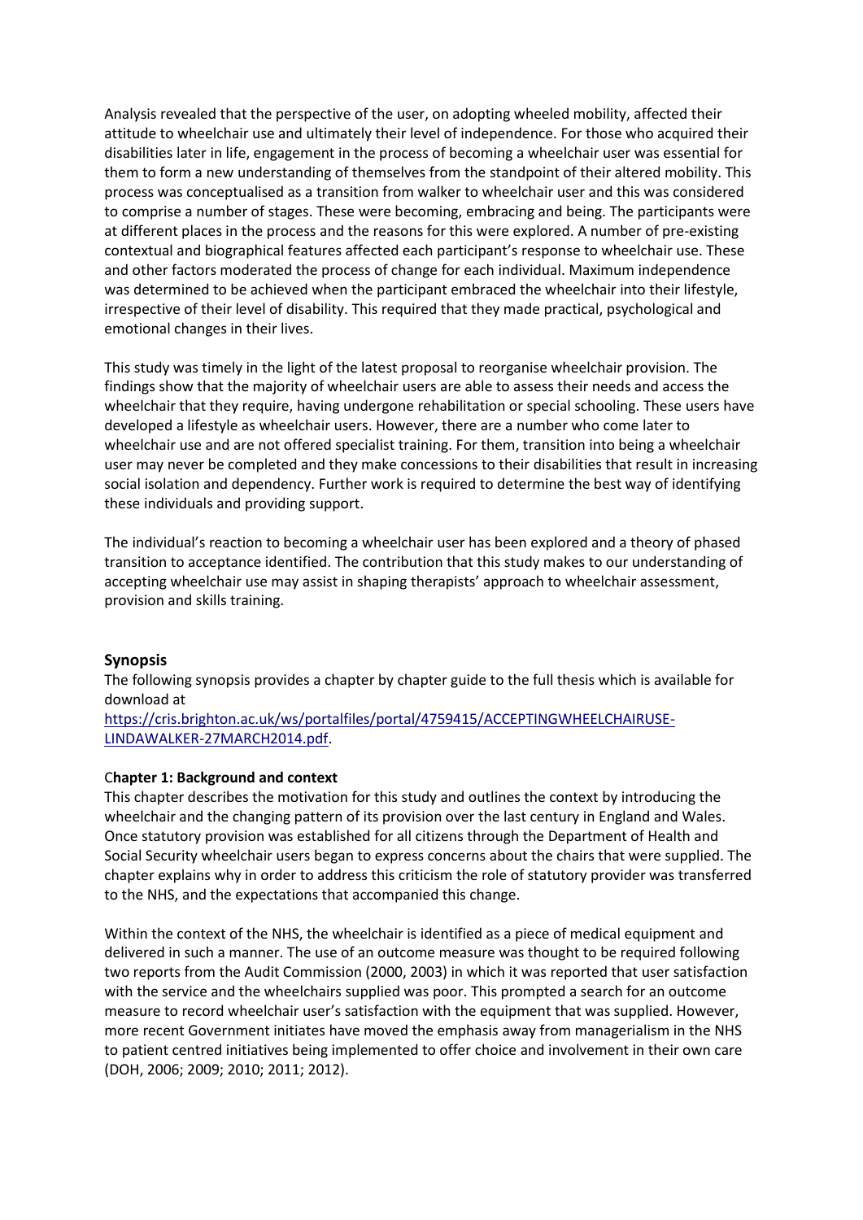Analysis revealed that the perspective of the user, on adopting wheeled mobility, affected their attitude to wheelchair use and ultimately their level of independence. For those who acquired their disabilities later in life, engagement in the process of becoming a wheelchair user was essential for them to form a new understanding of themselves from the standpoint of their altered mobility. This process was conceptualised as a transition from walker to wheelchair user and this was considered to comprise a number of stages. These were becoming, embracing and being. The participants were at different places in the process and the reasons for this were explored. A number of pre-existing contextual and biographical features affected each participant's response to wheelchair use. These and other factors moderated the process of change for each individual. Maximum independence was determined to be achieved when the participant embraced the wheelchair into their lifestyle, irrespective of their level of disability. This required that they made practical, psychological and emotional changes in their lives.

This study was timely in the light of the latest proposal to reorganise wheelchair provision. The findings show that the majority of wheelchair users are able to assess their needs and access the wheelchair that they require, having undergone rehabilitation or special schooling. These users have developed a lifestyle as wheelchair users. However, there are a number who come later to wheelchair use and are not offered specialist training. For them, transition into being a wheelchair user may never be completed and they make concessions to their disabilities that result in increasing social isolation and dependency. Further work is required to determine the best way of identifying these individuals and providing support.

The individual's reaction to becoming a wheelchair user has been explored and a theory of phased transition to acceptance identified. The contribution that this study makes to our understanding of accepting wheelchair use may assist in shaping therapists' approach to wheelchair assessment, provision and skills training.

## Synopsis

The following synopsis provides a chapter by chapter guide to the full thesis which is available for download at
[https://cris.brighton.ac.uk/ws/portalfiles/portal/4759415/ACCEPTINGWHEELCHAIRUSE-LINDAWALKER-27MARCH2014.pdf](https://cris.brighton.ac.uk/ws/portalfiles/portal/4759415/ACCEPTINGWHEELCHAIRUSE-LINDAWALKER-27MARCH2014.pdf).

### Chapter 1: Background and context

This chapter describes the motivation for this study and outlines the context by introducing the wheelchair and the changing pattern of its provision over the last century in England and Wales. Once statutory provision was established for all citizens through the Department of Health and Social Security wheelchair users began to express concerns about the chairs that were supplied. The chapter explains why in order to address this criticism the role of statutory provider was transferred to the NHS, and the expectations that accompanied this change.

Within the context of the NHS, the wheelchair is identified as a piece of medical equipment and delivered in such a manner. The use of an outcome measure was thought to be required following two reports from the Audit Commission (2000, 2003) in which it was reported that user satisfaction with the service and the wheelchairs supplied was poor. This prompted a search for an outcome measure to record wheelchair user's satisfaction with the equipment that was supplied. However, more recent Government initiates have moved the emphasis away from managerialism in the NHS to patient centred initiatives being implemented to offer choice and involvement in their own care (DOH, 2006; 2009; 2010; 2011; 2012).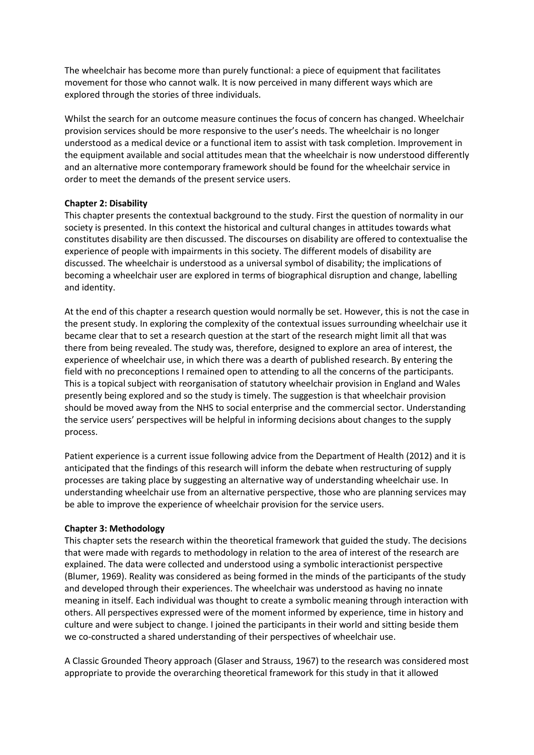The wheelchair has become more than purely functional: a piece of equipment that facilitates movement for those who cannot walk. It is now perceived in many different ways which are explored through the stories of three individuals.

Whilst the search for an outcome measure continues the focus of concern has changed. Wheelchair provision services should be more responsive to the user's needs. The wheelchair is no longer understood as a medical device or a functional item to assist with task completion. Improvement in the equipment available and social attitudes mean that the wheelchair is now understood differently and an alternative more contemporary framework should be found for the wheelchair service in order to meet the demands of the present service users.

**Chapter 2: Disability**

This chapter presents the contextual background to the study. First the question of normality in our society is presented. In this context the historical and cultural changes in attitudes towards what constitutes disability are then discussed. The discourses on disability are offered to contextualise the experience of people with impairments in this society. The different models of disability are discussed. The wheelchair is understood as a universal symbol of disability; the implications of becoming a wheelchair user are explored in terms of biographical disruption and change, labelling and identity.

At the end of this chapter a research question would normally be set. However, this is not the case in the present study. In exploring the complexity of the contextual issues surrounding wheelchair use it became clear that to set a research question at the start of the research might limit all that was there from being revealed. The study was, therefore, designed to explore an area of interest, the experience of wheelchair use, in which there was a dearth of published research. By entering the field with no preconceptions I remained open to attending to all the concerns of the participants. This is a topical subject with reorganisation of statutory wheelchair provision in England and Wales presently being explored and so the study is timely. The suggestion is that wheelchair provision should be moved away from the NHS to social enterprise and the commercial sector. Understanding the service users' perspectives will be helpful in informing decisions about changes to the supply process.

Patient experience is a current issue following advice from the Department of Health (2012) and it is anticipated that the findings of this research will inform the debate when restructuring of supply processes are taking place by suggesting an alternative way of understanding wheelchair use. In understanding wheelchair use from an alternative perspective, those who are planning services may be able to improve the experience of wheelchair provision for the service users.

**Chapter 3: Methodology**

This chapter sets the research within the theoretical framework that guided the study. The decisions that were made with regards to methodology in relation to the area of interest of the research are explained. The data were collected and understood using a symbolic interactionist perspective (Blumer, 1969). Reality was considered as being formed in the minds of the participants of the study and developed through their experiences. The wheelchair was understood as having no innate meaning in itself. Each individual was thought to create a symbolic meaning through interaction with others. All perspectives expressed were of the moment informed by experience, time in history and culture and were subject to change. I joined the participants in their world and sitting beside them we co-constructed a shared understanding of their perspectives of wheelchair use.

A Classic Grounded Theory approach (Glaser and Strauss, 1967) to the research was considered most appropriate to provide the overarching theoretical framework for this study in that it allowed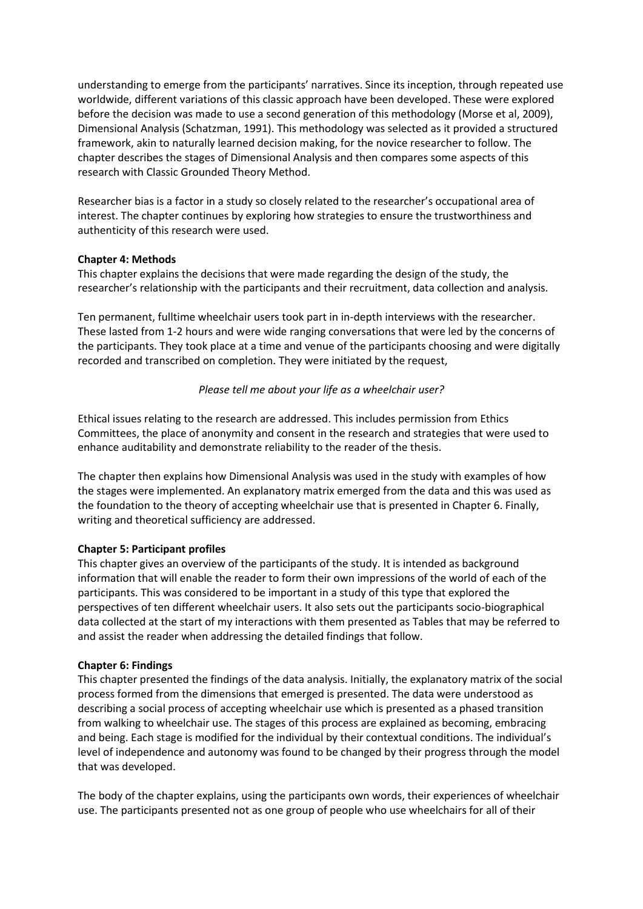understanding to emerge from the participants' narratives. Since its inception, through repeated use worldwide, different variations of this classic approach have been developed. These were explored before the decision was made to use a second generation of this methodology (Morse et al, 2009), Dimensional Analysis (Schatzman, 1991). This methodology was selected as it provided a structured framework, akin to naturally learned decision making, for the novice researcher to follow. The chapter describes the stages of Dimensional Analysis and then compares some aspects of this research with Classic Grounded Theory Method.

Researcher bias is a factor in a study so closely related to the researcher's occupational area of interest. The chapter continues by exploring how strategies to ensure the trustworthiness and authenticity of this research were used.

**Chapter 4: Methods**
This chapter explains the decisions that were made regarding the design of the study, the researcher's relationship with the participants and their recruitment, data collection and analysis.

Ten permanent, fulltime wheelchair users took part in in-depth interviews with the researcher. These lasted from 1-2 hours and were wide ranging conversations that were led by the concerns of the participants. They took place at a time and venue of the participants choosing and were digitally recorded and transcribed on completion. They were initiated by the request,

*Please tell me about your life as a wheelchair user?*

Ethical issues relating to the research are addressed. This includes permission from Ethics Committees, the place of anonymity and consent in the research and strategies that were used to enhance auditability and demonstrate reliability to the reader of the thesis.

The chapter then explains how Dimensional Analysis was used in the study with examples of how the stages were implemented. An explanatory matrix emerged from the data and this was used as the foundation to the theory of accepting wheelchair use that is presented in Chapter 6. Finally, writing and theoretical sufficiency are addressed.

**Chapter 5: Participant profiles**
This chapter gives an overview of the participants of the study. It is intended as background information that will enable the reader to form their own impressions of the world of each of the participants. This was considered to be important in a study of this type that explored the perspectives of ten different wheelchair users. It also sets out the participants socio-biographical data collected at the start of my interactions with them presented as Tables that may be referred to and assist the reader when addressing the detailed findings that follow.

**Chapter 6: Findings**
This chapter presented the findings of the data analysis. Initially, the explanatory matrix of the social process formed from the dimensions that emerged is presented. The data were understood as describing a social process of accepting wheelchair use which is presented as a phased transition from walking to wheelchair use. The stages of this process are explained as becoming, embracing and being. Each stage is modified for the individual by their contextual conditions. The individual's level of independence and autonomy was found to be changed by their progress through the model that was developed.

The body of the chapter explains, using the participants own words, their experiences of wheelchair use. The participants presented not as one group of people who use wheelchairs for all of their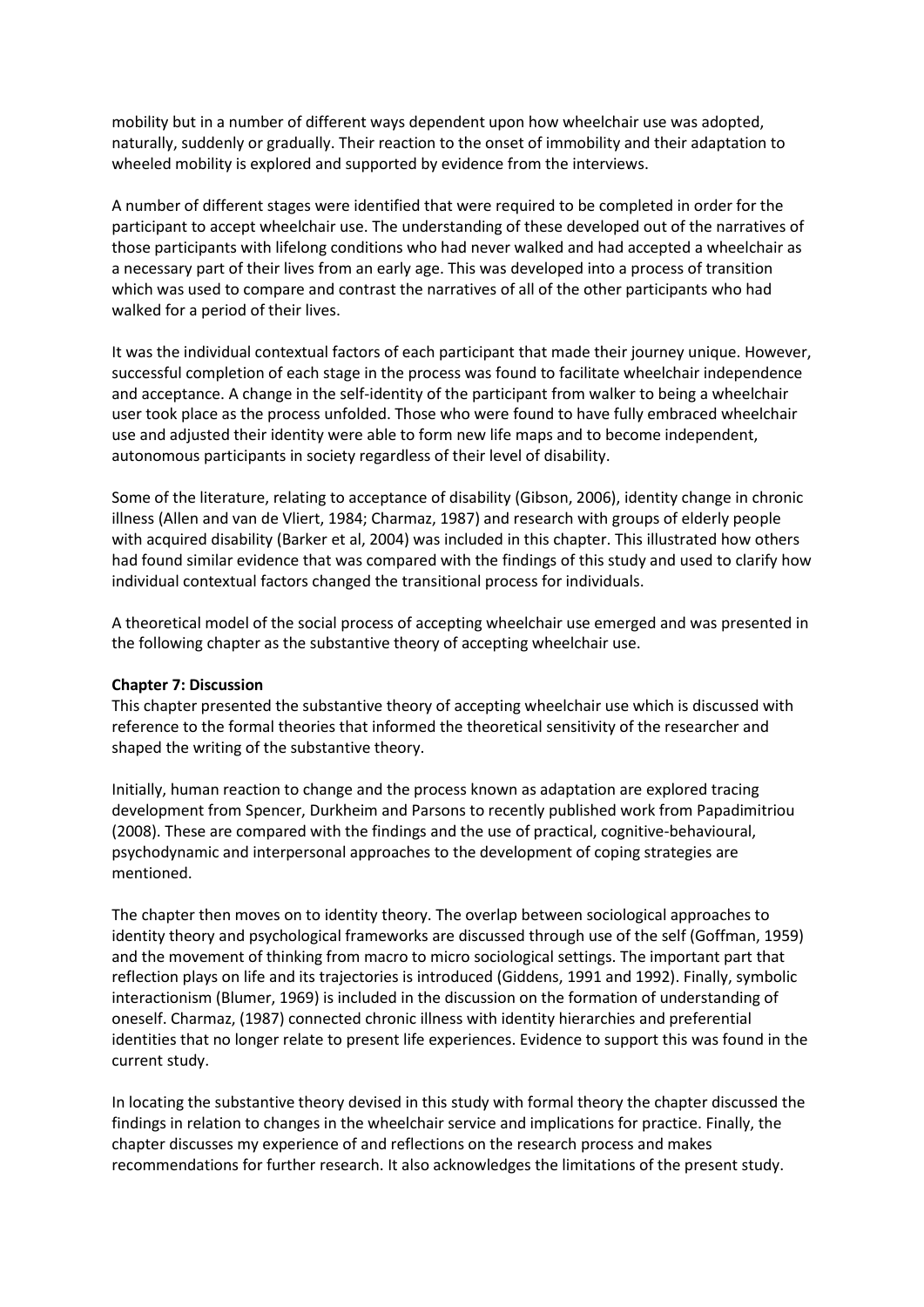mobility but in a number of different ways dependent upon how wheelchair use was adopted, naturally, suddenly or gradually. Their reaction to the onset of immobility and their adaptation to wheeled mobility is explored and supported by evidence from the interviews.

A number of different stages were identified that were required to be completed in order for the participant to accept wheelchair use. The understanding of these developed out of the narratives of those participants with lifelong conditions who had never walked and had accepted a wheelchair as a necessary part of their lives from an early age. This was developed into a process of transition which was used to compare and contrast the narratives of all of the other participants who had walked for a period of their lives.

It was the individual contextual factors of each participant that made their journey unique. However, successful completion of each stage in the process was found to facilitate wheelchair independence and acceptance. A change in the self-identity of the participant from walker to being a wheelchair user took place as the process unfolded. Those who were found to have fully embraced wheelchair use and adjusted their identity were able to form new life maps and to become independent, autonomous participants in society regardless of their level of disability.

Some of the literature, relating to acceptance of disability (Gibson, 2006), identity change in chronic illness (Allen and van de Vliert, 1984; Charmaz, 1987) and research with groups of elderly people with acquired disability (Barker et al, 2004) was included in this chapter. This illustrated how others had found similar evidence that was compared with the findings of this study and used to clarify how individual contextual factors changed the transitional process for individuals.

A theoretical model of the social process of accepting wheelchair use emerged and was presented in the following chapter as the substantive theory of accepting wheelchair use.

**Chapter 7: Discussion**

This chapter presented the substantive theory of accepting wheelchair use which is discussed with reference to the formal theories that informed the theoretical sensitivity of the researcher and shaped the writing of the substantive theory.

Initially, human reaction to change and the process known as adaptation are explored tracing development from Spencer, Durkheim and Parsons to recently published work from Papadimitriou (2008). These are compared with the findings and the use of practical, cognitive-behavioural, psychodynamic and interpersonal approaches to the development of coping strategies are mentioned.

The chapter then moves on to identity theory. The overlap between sociological approaches to identity theory and psychological frameworks are discussed through use of the self (Goffman, 1959) and the movement of thinking from macro to micro sociological settings. The important part that reflection plays on life and its trajectories is introduced (Giddens, 1991 and 1992). Finally, symbolic interactionism (Blumer, 1969) is included in the discussion on the formation of understanding of oneself. Charmaz, (1987) connected chronic illness with identity hierarchies and preferential identities that no longer relate to present life experiences. Evidence to support this was found in the current study.

In locating the substantive theory devised in this study with formal theory the chapter discussed the findings in relation to changes in the wheelchair service and implications for practice. Finally, the chapter discusses my experience of and reflections on the research process and makes recommendations for further research. It also acknowledges the limitations of the present study.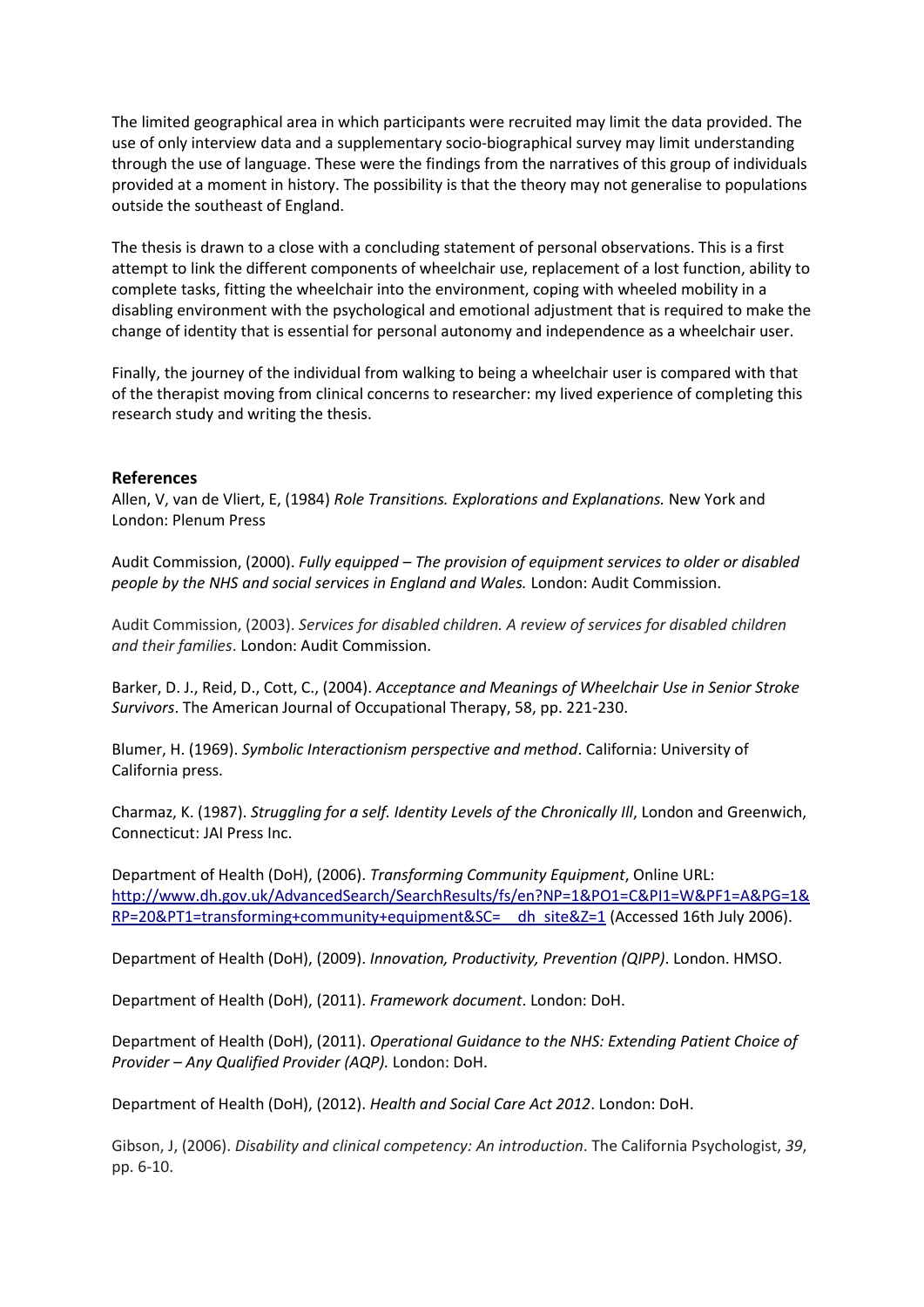The limited geographical area in which participants were recruited may limit the data provided. The use of only interview data and a supplementary socio-biographical survey may limit understanding through the use of language. These were the findings from the narratives of this group of individuals provided at a moment in history. The possibility is that the theory may not generalise to populations outside the southeast of England.

The thesis is drawn to a close with a concluding statement of personal observations. This is a first attempt to link the different components of wheelchair use, replacement of a lost function, ability to complete tasks, fitting the wheelchair into the environment, coping with wheeled mobility in a disabling environment with the psychological and emotional adjustment that is required to make the change of identity that is essential for personal autonomy and independence as a wheelchair user.

Finally, the journey of the individual from walking to being a wheelchair user is compared with that of the therapist moving from clinical concerns to researcher: my lived experience of completing this research study and writing the thesis.

## References

Allen, V, van de Vliert, E, (1984) *Role Transitions. Explorations and Explanations.* New York and London: Plenum Press

Audit Commission, (2000). *Fully equipped – The provision of equipment services to older or disabled people by the NHS and social services in England and Wales.* London: Audit Commission.

Audit Commission, (2003). *Services for disabled children. A review of services for disabled children and their families*. London: Audit Commission.

Barker, D. J., Reid, D., Cott, C., (2004). *Acceptance and Meanings of Wheelchair Use in Senior Stroke Survivors*. The American Journal of Occupational Therapy, 58, pp. 221-230.

Blumer, H. (1969). *Symbolic Interactionism perspective and method*. California: University of California press.

Charmaz, K. (1987). *Struggling for a self. Identity Levels of the Chronically Ill*, London and Greenwich, Connecticut: JAI Press Inc.

Department of Health (DoH), (2006). *Transforming Community Equipment*, Online URL: http://www.dh.gov.uk/AdvancedSearch/SearchResults/fs/en?NP=1&PO1=C&PI1=W&PF1=A&PG=1&RP=20&PT1=transforming+community+equipment&SC=__dh_site&Z=1 (Accessed 16th July 2006).

Department of Health (DoH), (2009). *Innovation, Productivity, Prevention (QIPP)*. London. HMSO.

Department of Health (DoH), (2011). *Framework document*. London: DoH.

Department of Health (DoH), (2011). *Operational Guidance to the NHS: Extending Patient Choice of Provider – Any Qualified Provider (AQP).* London: DoH.

Department of Health (DoH), (2012). *Health and Social Care Act 2012*. London: DoH.

Gibson, J, (2006). *Disability and clinical competency: An introduction*. The California Psychologist, *39*, pp. 6-10.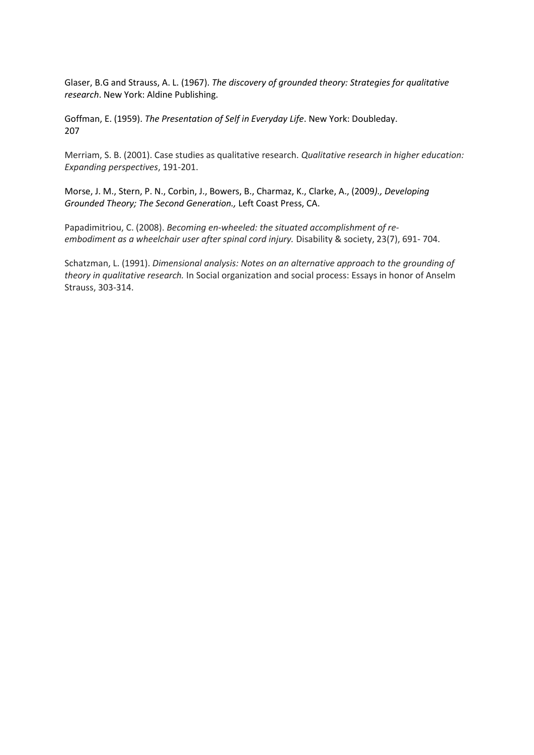Glaser, B.G and Strauss, A. L. (1967). *The discovery of grounded theory: Strategies for qualitative research*. New York: Aldine Publishing.

Goffman, E. (1959). *The Presentation of Self in Everyday Life*. New York: Doubleday. 207

Merriam, S. B. (2001). Case studies as qualitative research. *Qualitative research in higher education: Expanding perspectives*, 191-201.

Morse, J. M., Stern, P. N., Corbin, J., Bowers, B., Charmaz, K., Clarke, A., (2009*)., Developing Grounded Theory; The Second Generation.,* Left Coast Press, CA.

Papadimitriou, C. (2008). *Becoming en-wheeled: the situated accomplishment of re-embodiment as a wheelchair user after spinal cord injury.* Disability & society, 23(7), 691- 704.

Schatzman, L. (1991). *Dimensional analysis: Notes on an alternative approach to the grounding of theory in qualitative research.* In Social organization and social process: Essays in honor of Anselm Strauss, 303-314.